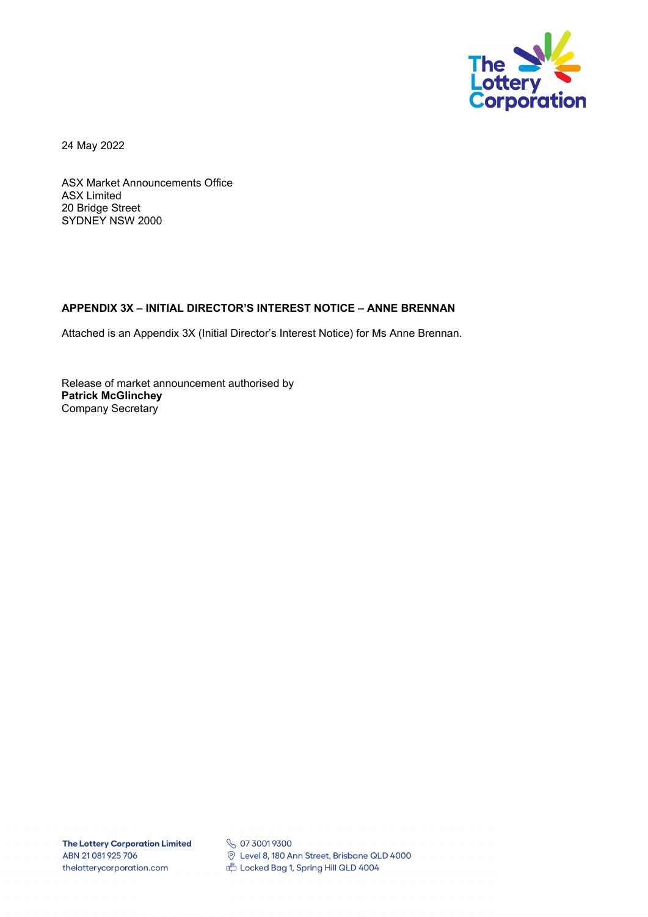24 May 2022

ASX Market Announcements Office
ASX Limited
20 Bridge Street
SYDNEY NSW 2000

**APPENDIX 3X – INITIAL DIRECTOR'S INTEREST NOTICE – ANNE BRENNAN**

Attached is an Appendix 3X (Initial Director's Interest Notice) for Ms Anne Brennan.

Release of market announcement authorised by
**Patrick McGlinchey**
Company Secretary

**The Lottery Corporation Limited**
ABN 21 081 925 706
thelotterycorporation.com

07 3001 9300
Level 8, 180 Ann Street, Brisbane QLD 4000
Locked Bag 1, Spring Hill QLD 4004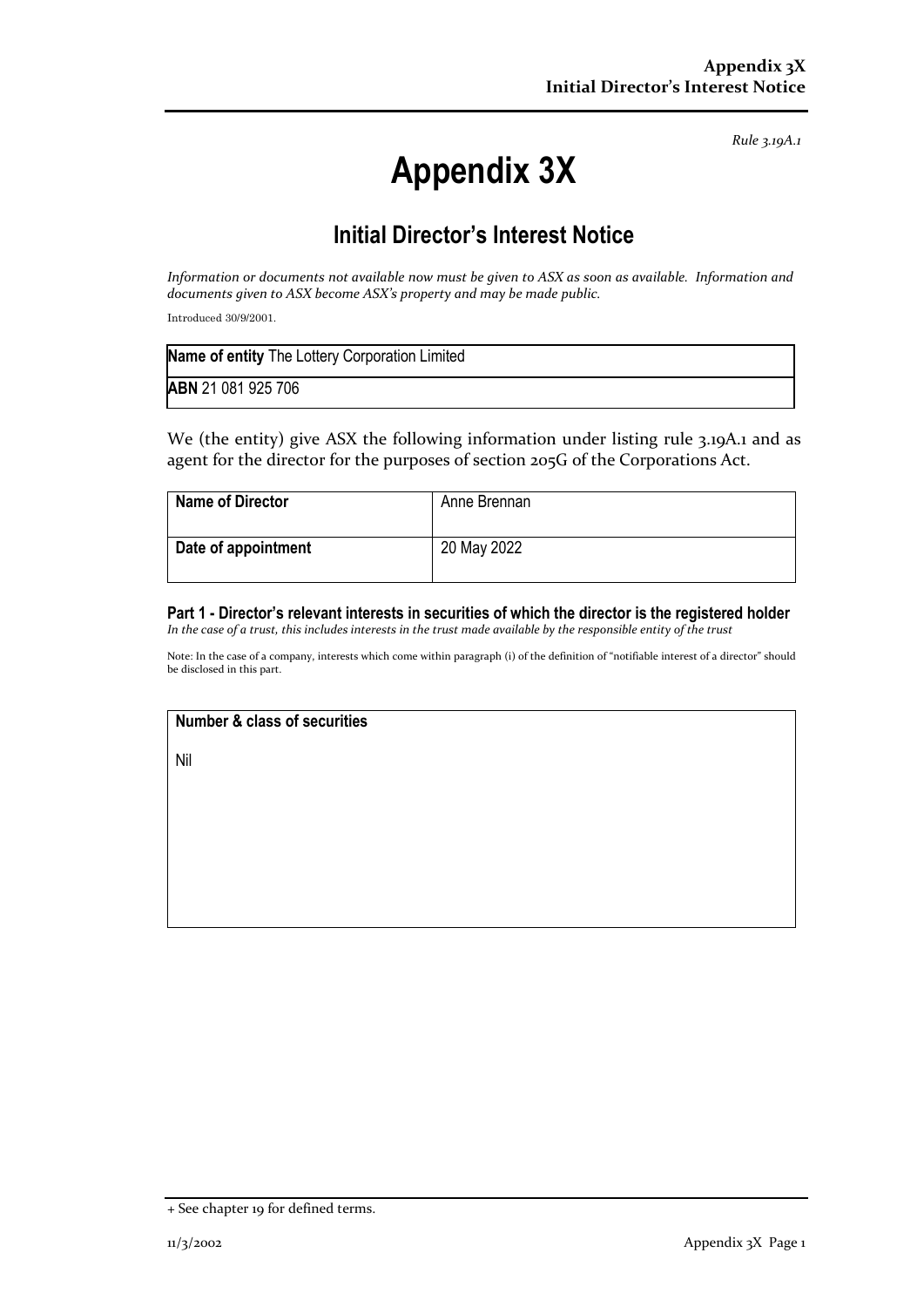*Rule 3.19A.1*

# Appendix 3X

## Initial Director's Interest Notice

*Information or documents not available now must be given to ASX as soon as available. Information and documents given to ASX become ASX's property and may be made public.*

Introduced 30/9/2001.

| **Name of entity** The Lottery Corporation Limited |
|---|
| **ABN** 21 081 925 706 |

We (the entity) give ASX the following information under listing rule 3.19A.1 and as agent for the director for the purposes of section 205G of the Corporations Act.

| **Name of Director** | Anne Brennan |
|---|---|
| **Date of appointment** | 20 May 2022 |

### Part 1 - Director's relevant interests in securities of which the director is the registered holder

*In the case of a trust, this includes interests in the trust made available by the responsible entity of the trust*

Note: In the case of a company, interests which come within paragraph (i) of the definition of "notifiable interest of a director" should be disclosed in this part.

| **Number & class of securities** |
|---|
| Nil |

+ See chapter 19 for defined terms.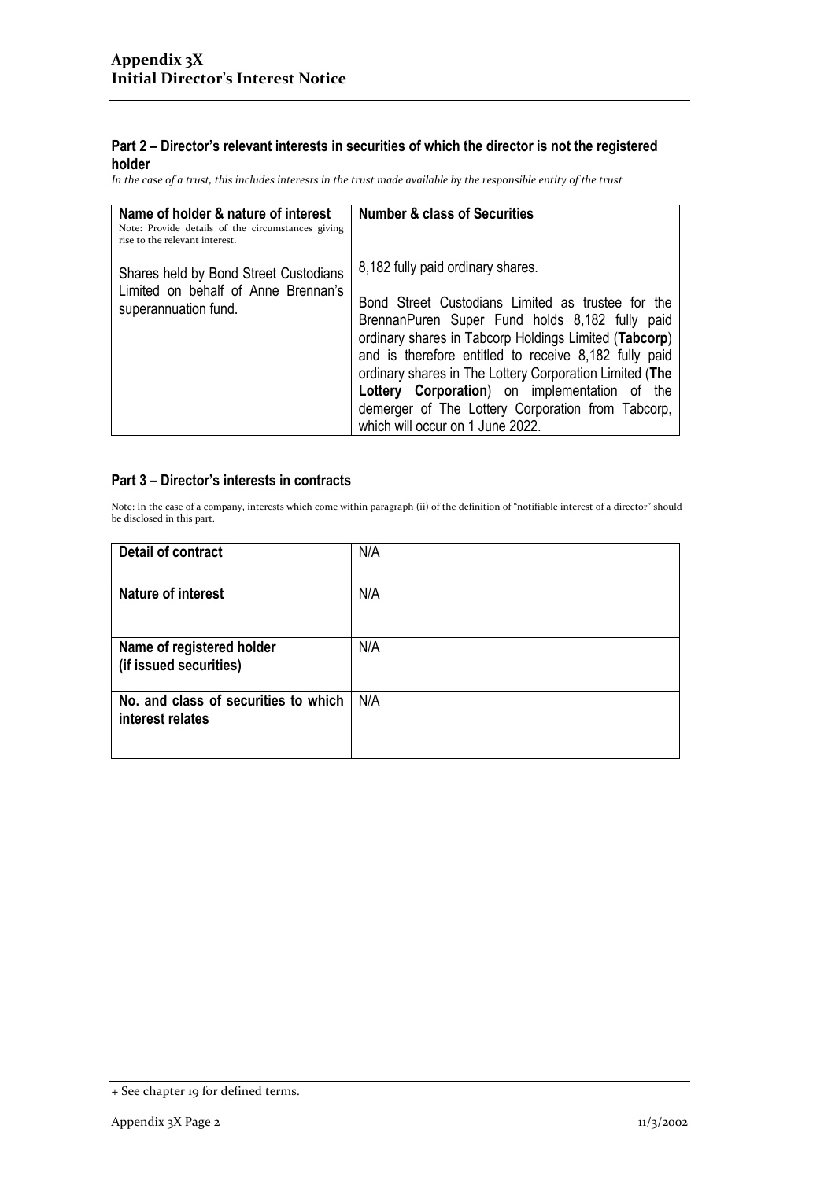## Part 2 – Director's relevant interests in securities of which the director is not the registered holder

*In the case of a trust, this includes interests in the trust made available by the responsible entity of the trust*

| Name of holder & nature of interest<br>Note: Provide details of the circumstances giving rise to the relevant interest. | Number & class of Securities |
|---|---|
| Shares held by Bond Street Custodians Limited on behalf of Anne Brennan's superannuation fund. | 8,182 fully paid ordinary shares.<br><br>Bond Street Custodians Limited as trustee for the BrennanPuren Super Fund holds 8,182 fully paid ordinary shares in Tabcorp Holdings Limited (**Tabcorp**) and is therefore entitled to receive 8,182 fully paid ordinary shares in The Lottery Corporation Limited (**The Lottery Corporation**) on implementation of the demerger of The Lottery Corporation from Tabcorp, which will occur on 1 June 2022. |

## Part 3 – Director's interests in contracts

Note: In the case of a company, interests which come within paragraph (ii) of the definition of "notifiable interest of a director" should be disclosed in this part.

| | |
|---|---|
| **Detail of contract** | N/A |
| **Nature of interest** | N/A |
| **Name of registered holder (if issued securities)** | N/A |
| **No. and class of securities to which interest relates** | N/A |

+ See chapter 19 for defined terms.